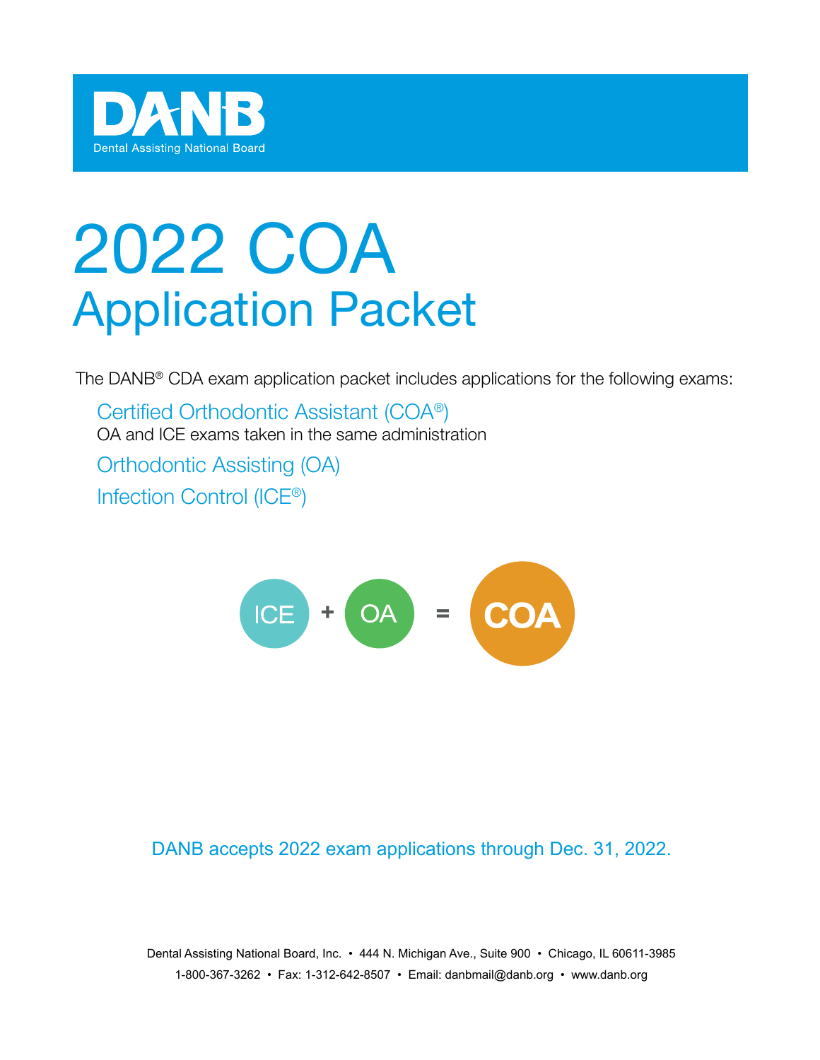DANB

Dental Assisting National Board

# 2022 COA
## Application Packet

The DANB® CDA exam application packet includes applications for the following exams:

- Certified Orthodontic Assistant (COA®)
  OA and ICE exams taken in the same administration
- Orthodontic Assisting (OA)
- Infection Control (ICE®)

ICE + OA = COA

DANB accepts 2022 exam applications through Dec. 31, 2022.

Dental Assisting National Board, Inc. • 444 N. Michigan Ave., Suite 900 • Chicago, IL 60611-3985
1-800-367-3262 • Fax: 1-312-642-8507 • Email: danbmail@danb.org • www.danb.org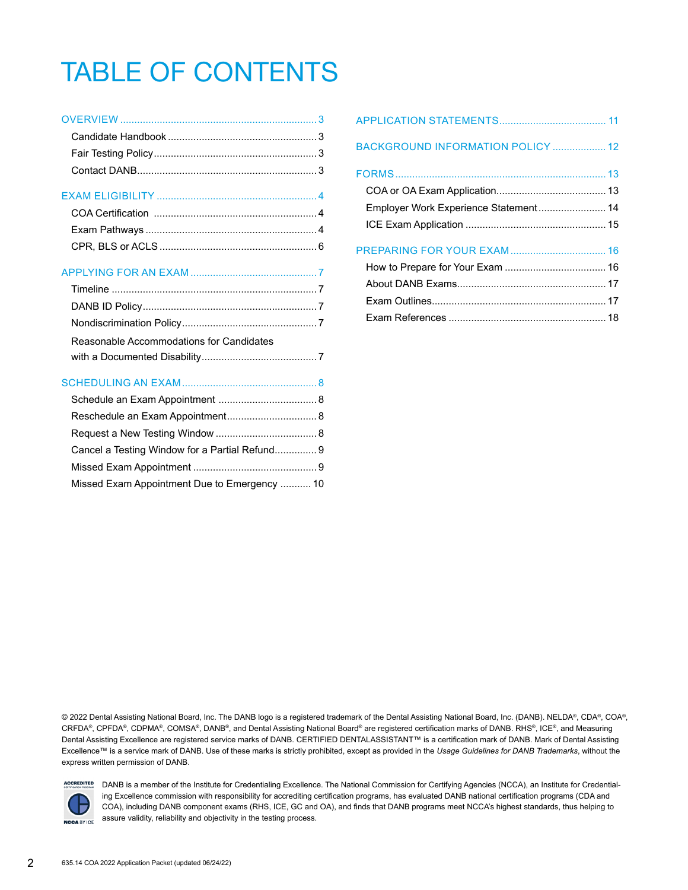# TABLE OF CONTENTS

**OVERVIEW** ..... 3
- Candidate Handbook ..... 3
- Fair Testing Policy ..... 3
- Contact DANB ..... 3

**EXAM ELIGIBILITY** ..... 4
- COA Certification ..... 4
- Exam Pathways ..... 4
- CPR, BLS or ACLS ..... 6

**APPLYING FOR AN EXAM** ..... 7
- Timeline ..... 7
- DANB ID Policy ..... 7
- Nondiscrimination Policy ..... 7
- Reasonable Accommodations for Candidates with a Documented Disability ..... 7

**SCHEDULING AN EXAM** ..... 8
- Schedule an Exam Appointment ..... 8
- Reschedule an Exam Appointment ..... 8
- Request a New Testing Window ..... 8
- Cancel a Testing Window for a Partial Refund ..... 9
- Missed Exam Appointment ..... 9
- Missed Exam Appointment Due to Emergency ..... 10

**APPLICATION STATEMENTS** ..... 11

**BACKGROUND INFORMATION POLICY** ..... 12

**FORMS** ..... 13
- COA or OA Exam Application ..... 13
- Employer Work Experience Statement ..... 14
- ICE Exam Application ..... 15

**PREPARING FOR YOUR EXAM** ..... 16
- How to Prepare for Your Exam ..... 16
- About DANB Exams ..... 17
- Exam Outlines ..... 17
- Exam References ..... 18

© 2022 Dental Assisting National Board, Inc. The DANB logo is a registered trademark of the Dental Assisting National Board, Inc. (DANB). NELDA®, CDA®, COA®, CRFDA®, CPFDA®, CDPMA®, COMSA®, DANB®, and Dental Assisting National Board® are registered certification marks of DANB. RHS®, ICE®, and Measuring Dental Assisting Excellence are registered service marks of DANB. CERTIFIED DENTALASSISTANT™ is a certification mark of DANB. Mark of Dental Assisting Excellence™ is a service mark of DANB. Use of these marks is strictly prohibited, except as provided in the *Usage Guidelines for DANB Trademarks*, without the express written permission of DANB.

DANB is a member of the Institute for Credentialing Excellence. The National Commission for Certifying Agencies (NCCA), an Institute for Credentialing Excellence commission with responsibility for accrediting certification programs, has evaluated DANB national certification programs (CDA and COA), including DANB component exams (RHS, ICE, GC and OA), and finds that DANB programs meet NCCA's highest standards, thus helping to assure validity, reliability and objectivity in the testing process.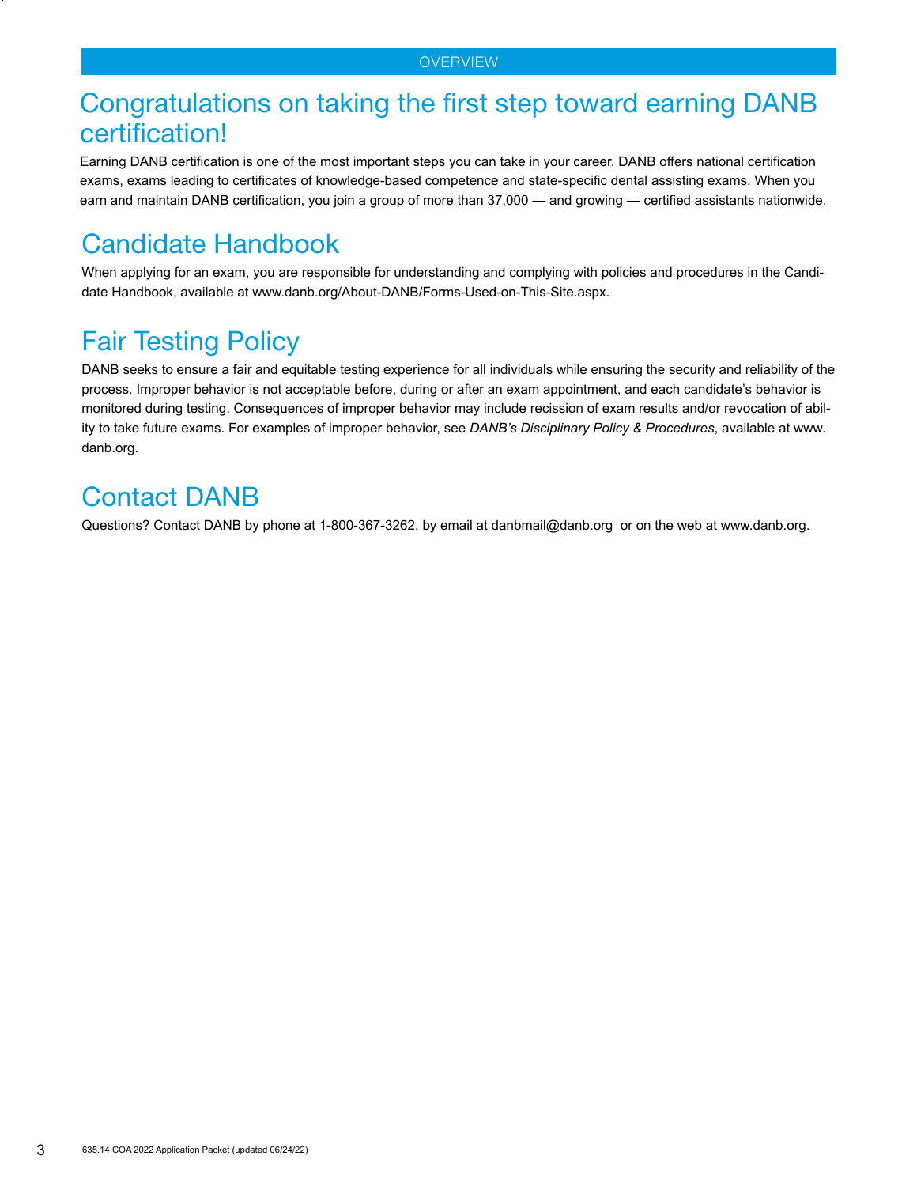OVERVIEW

# Congratulations on taking the first step toward earning DANB certification!

Earning DANB certification is one of the most important steps you can take in your career. DANB offers national certification exams, exams leading to certificates of knowledge-based competence and state-specific dental assisting exams. When you earn and maintain DANB certification, you join a group of more than 37,000 — and growing — certified assistants nationwide.

## Candidate Handbook

When applying for an exam, you are responsible for understanding and complying with policies and procedures in the Candidate Handbook, available at www.danb.org/About-DANB/Forms-Used-on-This-Site.aspx.

## Fair Testing Policy

DANB seeks to ensure a fair and equitable testing experience for all individuals while ensuring the security and reliability of the process. Improper behavior is not acceptable before, during or after an exam appointment, and each candidate's behavior is monitored during testing. Consequences of improper behavior may include recission of exam results and/or revocation of ability to take future exams. For examples of improper behavior, see *DANB's Disciplinary Policy & Procedures*, available at www.danb.org.

## Contact DANB

Questions? Contact DANB by phone at 1-800-367-3262, by email at danbmail@danb.org or on the web at www.danb.org.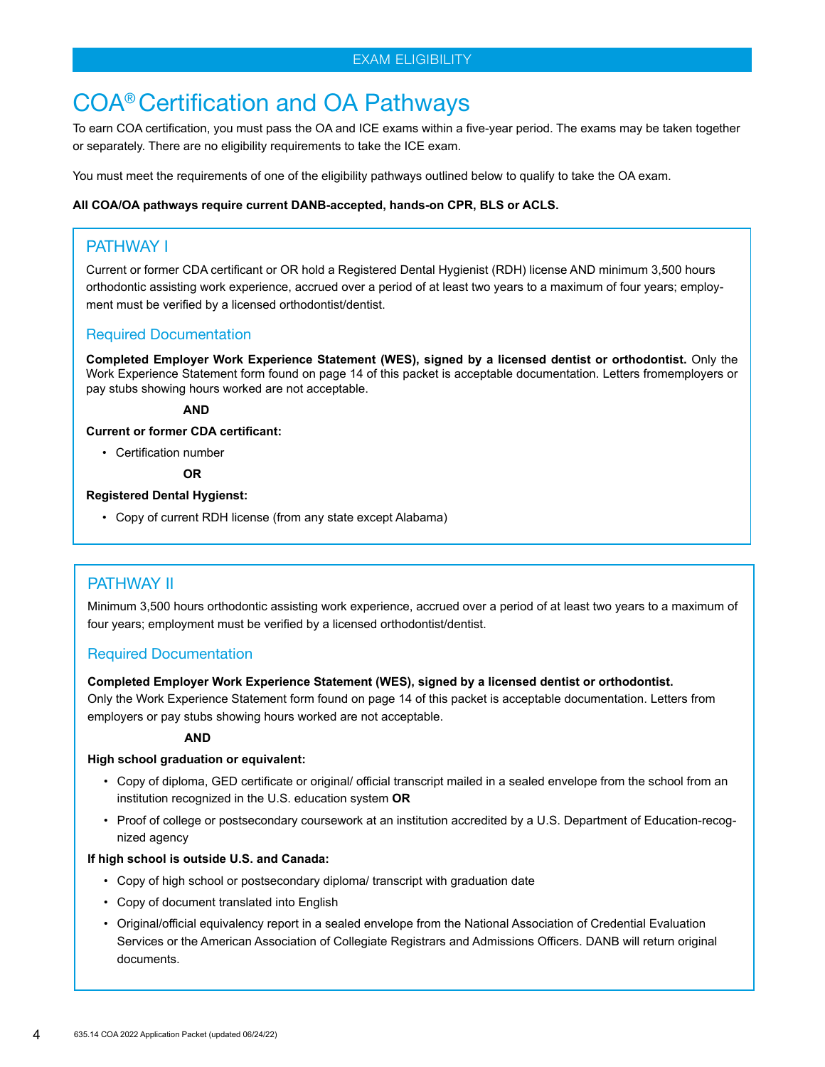EXAM ELIGIBILITY

# COA® Certification and OA Pathways

To earn COA certification, you must pass the OA and ICE exams within a five-year period. The exams may be taken together or separately. There are no eligibility requirements to take the ICE exam.

You must meet the requirements of one of the eligibility pathways outlined below to qualify to take the OA exam.

**All COA/OA pathways require current DANB-accepted, hands-on CPR, BLS or ACLS.**

## PATHWAY I

Current or former CDA certificant or OR hold a Registered Dental Hygienist (RDH) license AND minimum 3,500 hours orthodontic assisting work experience, accrued over a period of at least two years to a maximum of four years; employment must be verified by a licensed orthodontist/dentist.

### Required Documentation

**Completed Employer Work Experience Statement (WES), signed by a licensed dentist or orthodontist.** Only the Work Experience Statement form found on page 14 of this packet is acceptable documentation. Letters fromemployers or pay stubs showing hours worked are not acceptable.

**AND**

**Current or former CDA certificant:**

- Certification number

**OR**

**Registered Dental Hygienst:**

- Copy of current RDH license (from any state except Alabama)

## PATHWAY II

Minimum 3,500 hours orthodontic assisting work experience, accrued over a period of at least two years to a maximum of four years; employment must be verified by a licensed orthodontist/dentist.

### Required Documentation

**Completed Employer Work Experience Statement (WES), signed by a licensed dentist or orthodontist.** Only the Work Experience Statement form found on page 14 of this packet is acceptable documentation. Letters from employers or pay stubs showing hours worked are not acceptable.

**AND**

**High school graduation or equivalent:**

- Copy of diploma, GED certificate or original/ official transcript mailed in a sealed envelope from the school from an institution recognized in the U.S. education system **OR**
- Proof of college or postsecondary coursework at an institution accredited by a U.S. Department of Education-recognized agency

**If high school is outside U.S. and Canada:**

- Copy of high school or postsecondary diploma/ transcript with graduation date
- Copy of document translated into English
- Original/official equivalency report in a sealed envelope from the National Association of Credential Evaluation Services or the American Association of Collegiate Registrars and Admissions Officers. DANB will return original documents.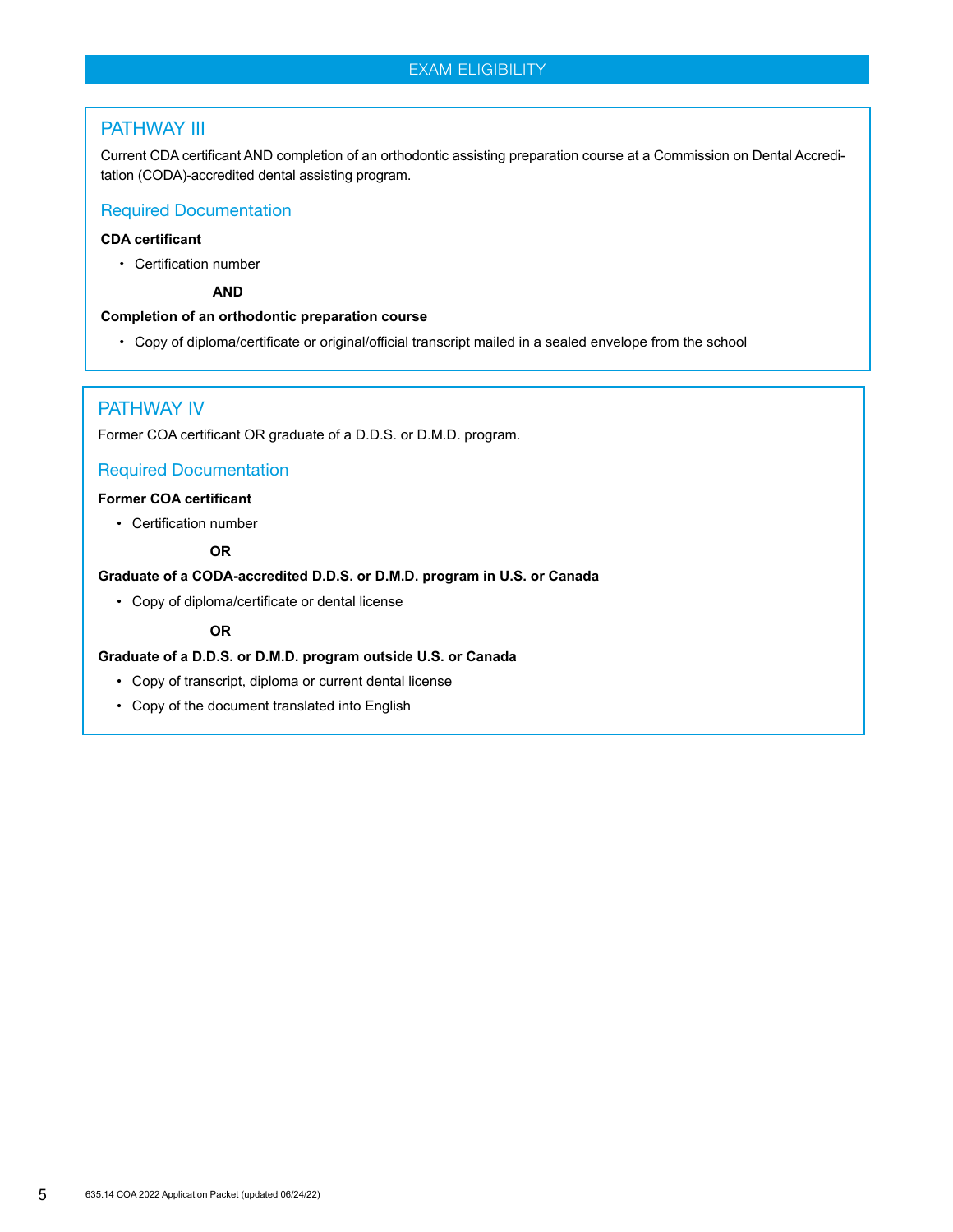## EXAM ELIGIBILITY

### PATHWAY III

Current CDA certificant AND completion of an orthodontic assisting preparation course at a Commission on Dental Accreditation (CODA)-accredited dental assisting program.

#### Required Documentation

**CDA certificant**

- Certification number

**AND**

**Completion of an orthodontic preparation course**

- Copy of diploma/certificate or original/official transcript mailed in a sealed envelope from the school

### PATHWAY IV

Former COA certificant OR graduate of a D.D.S. or D.M.D. program.

#### Required Documentation

**Former COA certificant**

- Certification number

**OR**

**Graduate of a CODA-accredited D.D.S. or D.M.D. program in U.S. or Canada**

- Copy of diploma/certificate or dental license

**OR**

**Graduate of a D.D.S. or D.M.D. program outside U.S. or Canada**

- Copy of transcript, diploma or current dental license
- Copy of the document translated into English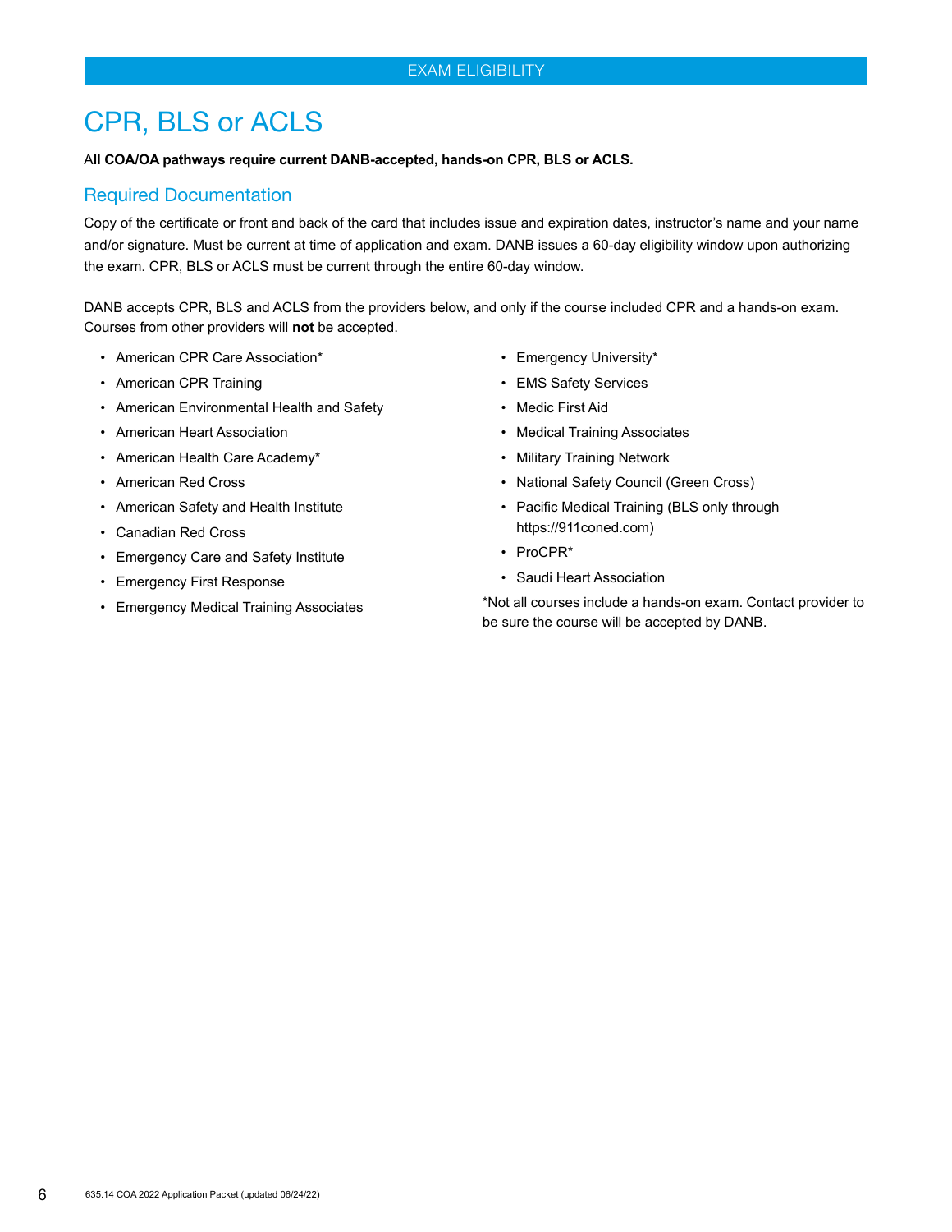# CPR, BLS or ACLS

**All COA/OA pathways require current DANB-accepted, hands-on CPR, BLS or ACLS.**

## Required Documentation

Copy of the certificate or front and back of the card that includes issue and expiration dates, instructor's name and your name and/or signature. Must be current at time of application and exam. DANB issues a 60-day eligibility window upon authorizing the exam. CPR, BLS or ACLS must be current through the entire 60-day window.

DANB accepts CPR, BLS and ACLS from the providers below, and only if the course included CPR and a hands-on exam. Courses from other providers will **not** be accepted.

- American CPR Care Association*
- American CPR Training
- American Environmental Health and Safety
- American Heart Association
- American Health Care Academy*
- American Red Cross
- American Safety and Health Institute
- Canadian Red Cross
- Emergency Care and Safety Institute
- Emergency First Response
- Emergency Medical Training Associates
- Emergency University*
- EMS Safety Services
- Medic First Aid
- Medical Training Associates
- Military Training Network
- National Safety Council (Green Cross)
- Pacific Medical Training (BLS only through https://911coned.com)
- ProCPR*
- Saudi Heart Association

*Not all courses include a hands-on exam. Contact provider to be sure the course will be accepted by DANB.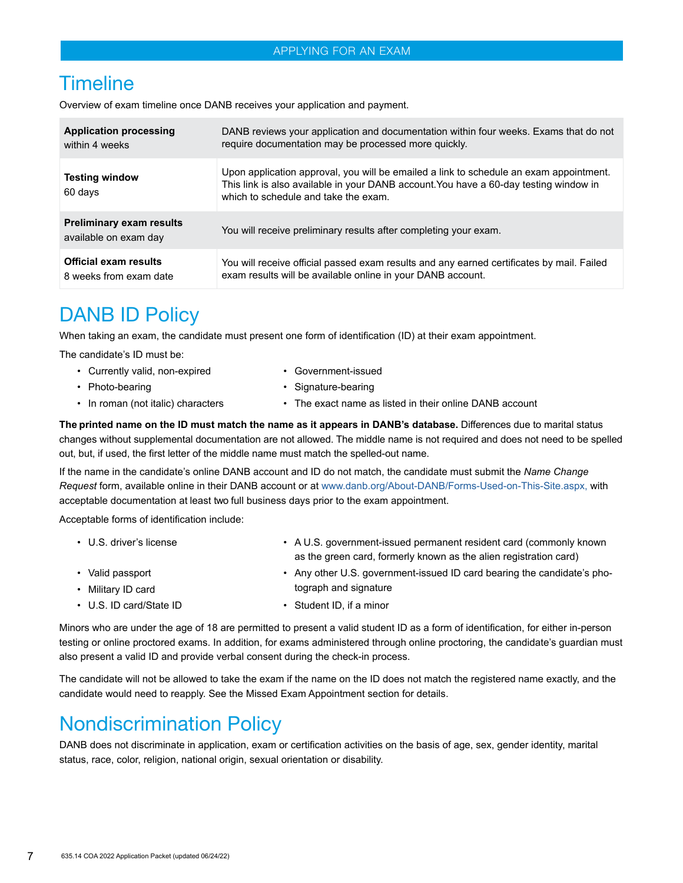# Timeline

Overview of exam timeline once DANB receives your application and payment.

| | |
|---|---|
| **Application processing** within 4 weeks | DANB reviews your application and documentation within four weeks. Exams that do not require documentation may be processed more quickly. |
| **Testing window** 60 days | Upon application approval, you will be emailed a link to schedule an exam appointment. This link is also available in your DANB account.You have a 60-day testing window in which to schedule and take the exam. |
| **Preliminary exam results** available on exam day | You will receive preliminary results after completing your exam. |
| **Official exam results** 8 weeks from exam date | You will receive official passed exam results and any earned certificates by mail. Failed exam results will be available online in your DANB account. |

# DANB ID Policy

When taking an exam, the candidate must present one form of identification (ID) at their exam appointment.

The candidate's ID must be:

- Currently valid, non-expired
- Photo-bearing
- In roman (not italic) characters
- Government-issued
- Signature-bearing
- The exact name as listed in their online DANB account

**The printed name on the ID must match the name as it appears in DANB's database.** Differences due to marital status changes without supplemental documentation are not allowed. The middle name is not required and does not need to be spelled out, but, if used, the first letter of the middle name must match the spelled-out name.

If the name in the candidate's online DANB account and ID do not match, the candidate must submit the *Name Change Request* form, available online in their DANB account or at www.danb.org/About-DANB/Forms-Used-on-This-Site.aspx, with acceptable documentation at least two full business days prior to the exam appointment.

Acceptable forms of identification include:

- U.S. driver's license
- Valid passport
- Military ID card
- U.S. ID card/State ID
- A U.S. government-issued permanent resident card (commonly known as the green card, formerly known as the alien registration card)
- Any other U.S. government-issued ID card bearing the candidate's photograph and signature
- Student ID, if a minor

Minors who are under the age of 18 are permitted to present a valid student ID as a form of identification, for either in-person testing or online proctored exams. In addition, for exams administered through online proctoring, the candidate's guardian must also present a valid ID and provide verbal consent during the check-in process.

The candidate will not be allowed to take the exam if the name on the ID does not match the registered name exactly, and the candidate would need to reapply. See the Missed Exam Appointment section for details.

# Nondiscrimination Policy

DANB does not discriminate in application, exam or certification activities on the basis of age, sex, gender identity, marital status, race, color, religion, national origin, sexual orientation or disability.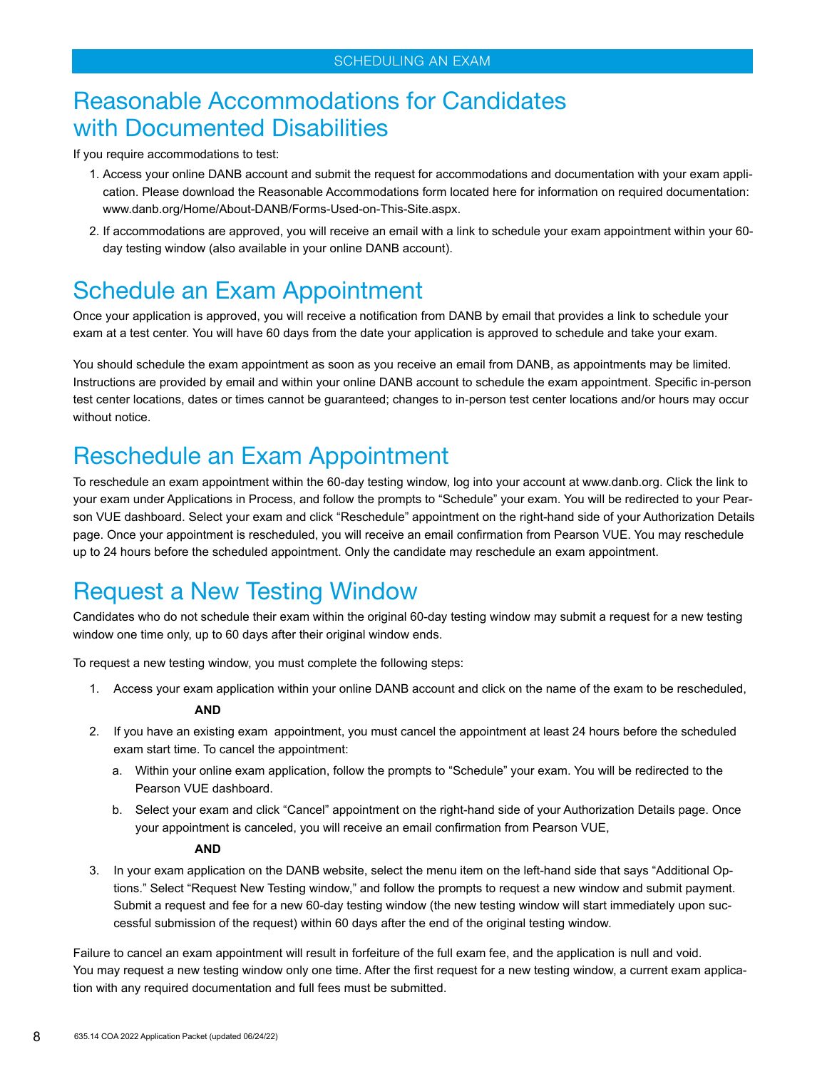# Reasonable Accommodations for Candidates with Documented Disabilities

If you require accommodations to test:

1. Access your online DANB account and submit the request for accommodations and documentation with your exam application. Please download the Reasonable Accommodations form located here for information on required documentation: www.danb.org/Home/About-DANB/Forms-Used-on-This-Site.aspx.
2. If accommodations are approved, you will receive an email with a link to schedule your exam appointment within your 60-day testing window (also available in your online DANB account).

# Schedule an Exam Appointment

Once your application is approved, you will receive a notification from DANB by email that provides a link to schedule your exam at a test center. You will have 60 days from the date your application is approved to schedule and take your exam.

You should schedule the exam appointment as soon as you receive an email from DANB, as appointments may be limited. Instructions are provided by email and within your online DANB account to schedule the exam appointment. Specific in-person test center locations, dates or times cannot be guaranteed; changes to in-person test center locations and/or hours may occur without notice.

# Reschedule an Exam Appointment

To reschedule an exam appointment within the 60-day testing window, log into your account at www.danb.org. Click the link to your exam under Applications in Process, and follow the prompts to "Schedule" your exam. You will be redirected to your Pearson VUE dashboard. Select your exam and click "Reschedule" appointment on the right-hand side of your Authorization Details page. Once your appointment is rescheduled, you will receive an email confirmation from Pearson VUE. You may reschedule up to 24 hours before the scheduled appointment. Only the candidate may reschedule an exam appointment.

# Request a New Testing Window

Candidates who do not schedule their exam within the original 60-day testing window may submit a request for a new testing window one time only, up to 60 days after their original window ends.

To request a new testing window, you must complete the following steps:

1. Access your exam application within your online DANB account and click on the name of the exam to be rescheduled,

   **AND**

2. If you have an existing exam appointment, you must cancel the appointment at least 24 hours before the scheduled exam start time. To cancel the appointment:
   a. Within your online exam application, follow the prompts to "Schedule" your exam. You will be redirected to the Pearson VUE dashboard.
   b. Select your exam and click "Cancel" appointment on the right-hand side of your Authorization Details page. Once your appointment is canceled, you will receive an email confirmation from Pearson VUE,

   **AND**

3. In your exam application on the DANB website, select the menu item on the left-hand side that says "Additional Options." Select "Request New Testing window," and follow the prompts to request a new window and submit payment. Submit a request and fee for a new 60-day testing window (the new testing window will start immediately upon successful submission of the request) within 60 days after the end of the original testing window.

Failure to cancel an exam appointment will result in forfeiture of the full exam fee, and the application is null and void. You may request a new testing window only one time. After the first request for a new testing window, a current exam application with any required documentation and full fees must be submitted.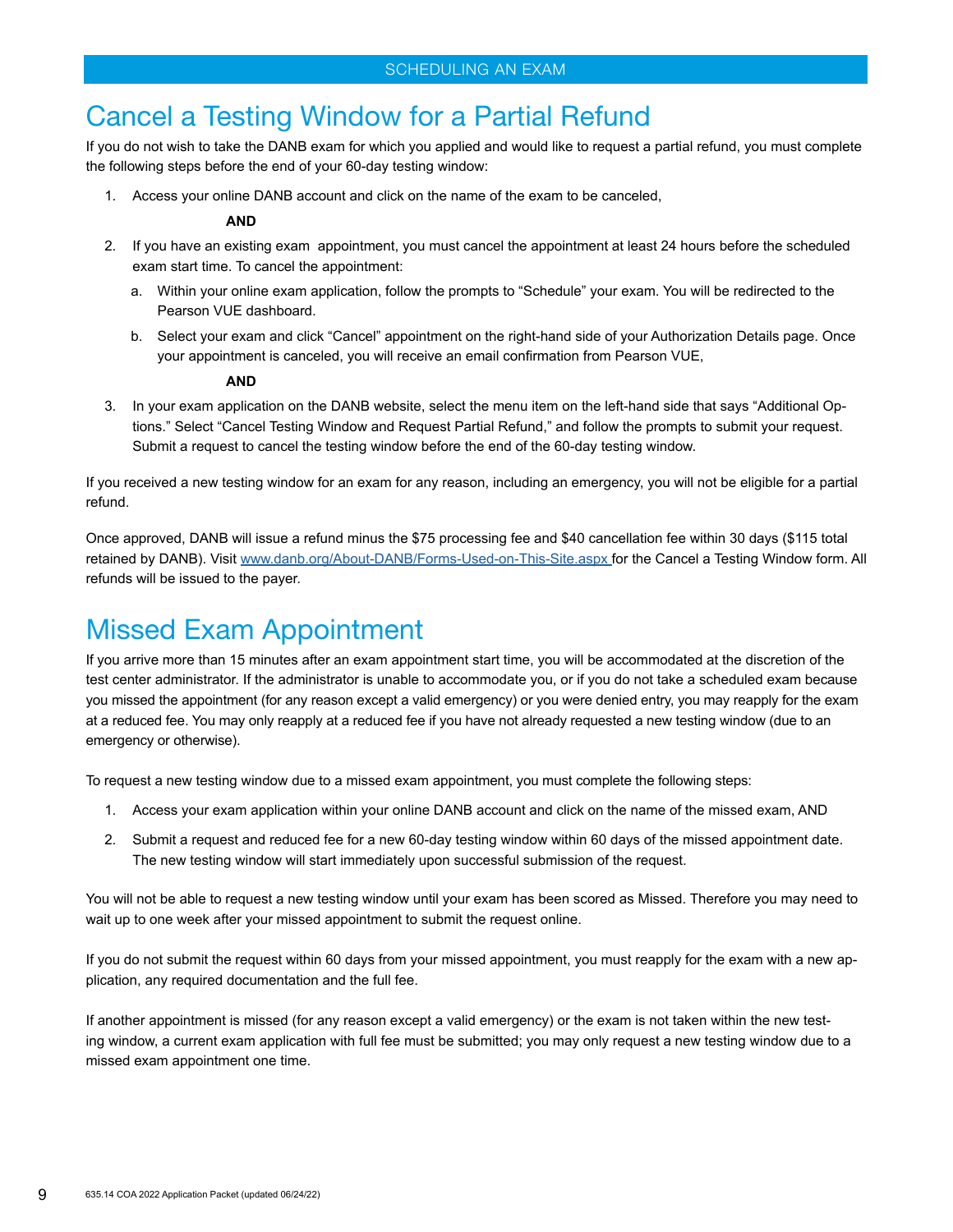# Cancel a Testing Window for a Partial Refund

If you do not wish to take the DANB exam for which you applied and would like to request a partial refund, you must complete the following steps before the end of your 60-day testing window:

1. Access your online DANB account and click on the name of the exam to be canceled,

   **AND**

2. If you have an existing exam appointment, you must cancel the appointment at least 24 hours before the scheduled exam start time. To cancel the appointment:
   a. Within your online exam application, follow the prompts to "Schedule" your exam. You will be redirected to the Pearson VUE dashboard.
   b. Select your exam and click "Cancel" appointment on the right-hand side of your Authorization Details page. Once your appointment is canceled, you will receive an email confirmation from Pearson VUE,

   **AND**

3. In your exam application on the DANB website, select the menu item on the left-hand side that says "Additional Options." Select "Cancel Testing Window and Request Partial Refund," and follow the prompts to submit your request. Submit a request to cancel the testing window before the end of the 60-day testing window.

If you received a new testing window for an exam for any reason, including an emergency, you will not be eligible for a partial refund.

Once approved, DANB will issue a refund minus the $75 processing fee and $40 cancellation fee within 30 days ($115 total retained by DANB). Visit www.danb.org/About-DANB/Forms-Used-on-This-Site.aspx for the Cancel a Testing Window form. All refunds will be issued to the payer.

# Missed Exam Appointment

If you arrive more than 15 minutes after an exam appointment start time, you will be accommodated at the discretion of the test center administrator. If the administrator is unable to accommodate you, or if you do not take a scheduled exam because you missed the appointment (for any reason except a valid emergency) or you were denied entry, you may reapply for the exam at a reduced fee. You may only reapply at a reduced fee if you have not already requested a new testing window (due to an emergency or otherwise).

To request a new testing window due to a missed exam appointment, you must complete the following steps:

1. Access your exam application within your online DANB account and click on the name of the missed exam, AND
2. Submit a request and reduced fee for a new 60-day testing window within 60 days of the missed appointment date. The new testing window will start immediately upon successful submission of the request.

You will not be able to request a new testing window until your exam has been scored as Missed. Therefore you may need to wait up to one week after your missed appointment to submit the request online.

If you do not submit the request within 60 days from your missed appointment, you must reapply for the exam with a new application, any required documentation and the full fee.

If another appointment is missed (for any reason except a valid emergency) or the exam is not taken within the new testing window, a current exam application with full fee must be submitted; you may only request a new testing window due to a missed exam appointment one time.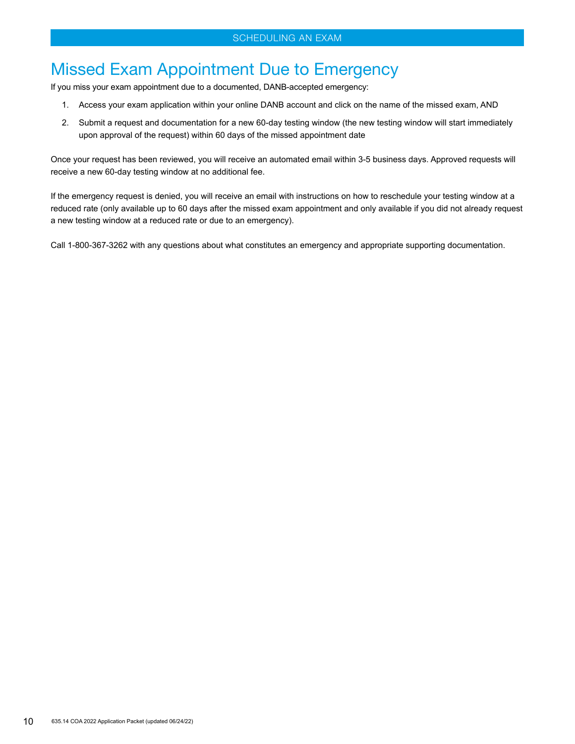# Missed Exam Appointment Due to Emergency

If you miss your exam appointment due to a documented, DANB-accepted emergency:

1. Access your exam application within your online DANB account and click on the name of the missed exam, AND
2. Submit a request and documentation for a new 60-day testing window (the new testing window will start immediately upon approval of the request) within 60 days of the missed appointment date

Once your request has been reviewed, you will receive an automated email within 3-5 business days. Approved requests will receive a new 60-day testing window at no additional fee.

If the emergency request is denied, you will receive an email with instructions on how to reschedule your testing window at a reduced rate (only available up to 60 days after the missed exam appointment and only available if you did not already request a new testing window at a reduced rate or due to an emergency).

Call 1-800-367-3262 with any questions about what constitutes an emergency and appropriate supporting documentation.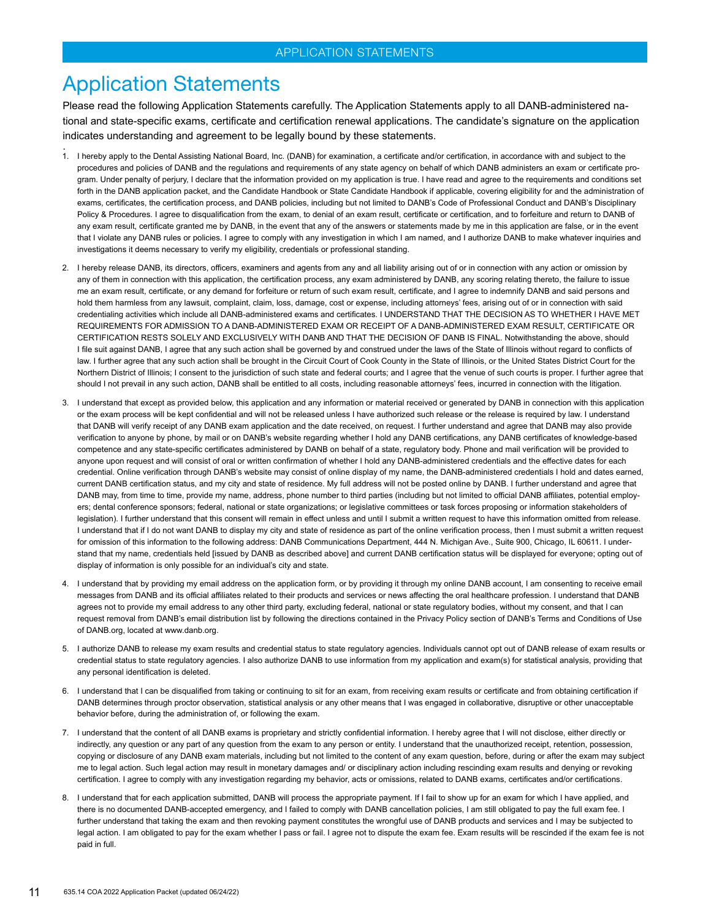# Application Statements

Please read the following Application Statements carefully. The Application Statements apply to all DANB-administered national and state-specific exams, certificate and certification renewal applications. The candidate's signature on the application indicates understanding and agreement to be legally bound by these statements.

1. I hereby apply to the Dental Assisting National Board, Inc. (DANB) for examination, a certificate and/or certification, in accordance with and subject to the procedures and policies of DANB and the regulations and requirements of any state agency on behalf of which DANB administers an exam or certificate program. Under penalty of perjury, I declare that the information provided on my application is true. I have read and agree to the requirements and conditions set forth in the DANB application packet, and the Candidate Handbook or State Candidate Handbook if applicable, covering eligibility for and the administration of exams, certificates, the certification process, and DANB policies, including but not limited to DANB's Code of Professional Conduct and DANB's Disciplinary Policy & Procedures. I agree to disqualification from the exam, to denial of an exam result, certificate or certification, and to forfeiture and return to DANB of any exam result, certificate granted me by DANB, in the event that any of the answers or statements made by me in this application are false, or in the event that I violate any DANB rules or policies. I agree to comply with any investigation in which I am named, and I authorize DANB to make whatever inquiries and investigations it deems necessary to verify my eligibility, credentials or professional standing.

2. I hereby release DANB, its directors, officers, examiners and agents from any and all liability arising out of or in connection with any action or omission by any of them in connection with this application, the certification process, any exam administered by DANB, any scoring relating thereto, the failure to issue me an exam result, certificate, or any demand for forfeiture or return of such exam result, certificate, and I agree to indemnify DANB and said persons and hold them harmless from any lawsuit, complaint, claim, loss, damage, cost or expense, including attorneys' fees, arising out of or in connection with said credentialing activities which include all DANB-administered exams and certificates. I UNDERSTAND THAT THE DECISION AS TO WHETHER I HAVE MET REQUIREMENTS FOR ADMISSION TO A DANB-ADMINISTERED EXAM OR RECEIPT OF A DANB-ADMINISTERED EXAM RESULT, CERTIFICATE OR CERTIFICATION RESTS SOLELY AND EXCLUSIVELY WITH DANB AND THAT THE DECISION OF DANB IS FINAL. Notwithstanding the above, should I file suit against DANB, I agree that any such action shall be governed by and construed under the laws of the State of Illinois without regard to conflicts of law. I further agree that any such action shall be brought in the Circuit Court of Cook County in the State of Illinois, or the United States District Court for the Northern District of Illinois; I consent to the jurisdiction of such state and federal courts; and I agree that the venue of such courts is proper. I further agree that should I not prevail in any such action, DANB shall be entitled to all costs, including reasonable attorneys' fees, incurred in connection with the litigation.

3. I understand that except as provided below, this application and any information or material received or generated by DANB in connection with this application or the exam process will be kept confidential and will not be released unless I have authorized such release or the release is required by law. I understand that DANB will verify receipt of any DANB exam application and the date received, on request. I further understand and agree that DANB may also provide verification to anyone by phone, by mail or on DANB's website regarding whether I hold any DANB certifications, any DANB certificates of knowledge-based competence and any state-specific certificates administered by DANB on behalf of a state, regulatory body. Phone and mail verification will be provided to anyone upon request and will consist of oral or written confirmation of whether I hold any DANB-administered credentials and the effective dates for each credential. Online verification through DANB's website may consist of online display of my name, the DANB-administered credentials I hold and dates earned, current DANB certification status, and my city and state of residence. My full address will not be posted online by DANB. I further understand and agree that DANB may, from time to time, provide my name, address, phone number to third parties (including but not limited to official DANB affiliates, potential employers; dental conference sponsors; federal, national or state organizations; or legislative committees or task forces proposing or information stakeholders of legislation). I further understand that this consent will remain in effect unless and until I submit a written request to have this information omitted from release. I understand that if I do not want DANB to display my city and state of residence as part of the online verification process, then I must submit a written request for omission of this information to the following address: DANB Communications Department, 444 N. Michigan Ave., Suite 900, Chicago, IL 60611. I understand that my name, credentials held [issued by DANB as described above] and current DANB certification status will be displayed for everyone; opting out of display of information is only possible for an individual's city and state.

4. I understand that by providing my email address on the application form, or by providing it through my online DANB account, I am consenting to receive email messages from DANB and its official affiliates related to their products and services or news affecting the oral healthcare profession. I understand that DANB agrees not to provide my email address to any other third party, excluding federal, national or state regulatory bodies, without my consent, and that I can request removal from DANB's email distribution list by following the directions contained in the Privacy Policy section of DANB's Terms and Conditions of Use of DANB.org, located at www.danb.org.

5. I authorize DANB to release my exam results and credential status to state regulatory agencies. Individuals cannot opt out of DANB release of exam results or credential status to state regulatory agencies. I also authorize DANB to use information from my application and exam(s) for statistical analysis, providing that any personal identification is deleted.

6. I understand that I can be disqualified from taking or continuing to sit for an exam, from receiving exam results or certificate and from obtaining certification if DANB determines through proctor observation, statistical analysis or any other means that I was engaged in collaborative, disruptive or other unacceptable behavior before, during the administration of, or following the exam.

7. I understand that the content of all DANB exams is proprietary and strictly confidential information. I hereby agree that I will not disclose, either directly or indirectly, any question or any part of any question from the exam to any person or entity. I understand that the unauthorized receipt, retention, possession, copying or disclosure of any DANB exam materials, including but not limited to the content of any exam question, before, during or after the exam may subject me to legal action. Such legal action may result in monetary damages and/ or disciplinary action including rescinding exam results and denying or revoking certification. I agree to comply with any investigation regarding my behavior, acts or omissions, related to DANB exams, certificates and/or certifications.

8. I understand that for each application submitted, DANB will process the appropriate payment. If I fail to show up for an exam for which I have applied, and there is no documented DANB-accepted emergency, and I failed to comply with DANB cancellation policies, I am still obligated to pay the full exam fee. I further understand that taking the exam and then revoking payment constitutes the wrongful use of DANB products and services and I may be subjected to legal action. I am obligated to pay for the exam whether I pass or fail. I agree not to dispute the exam fee. Exam results will be rescinded if the exam fee is not paid in full.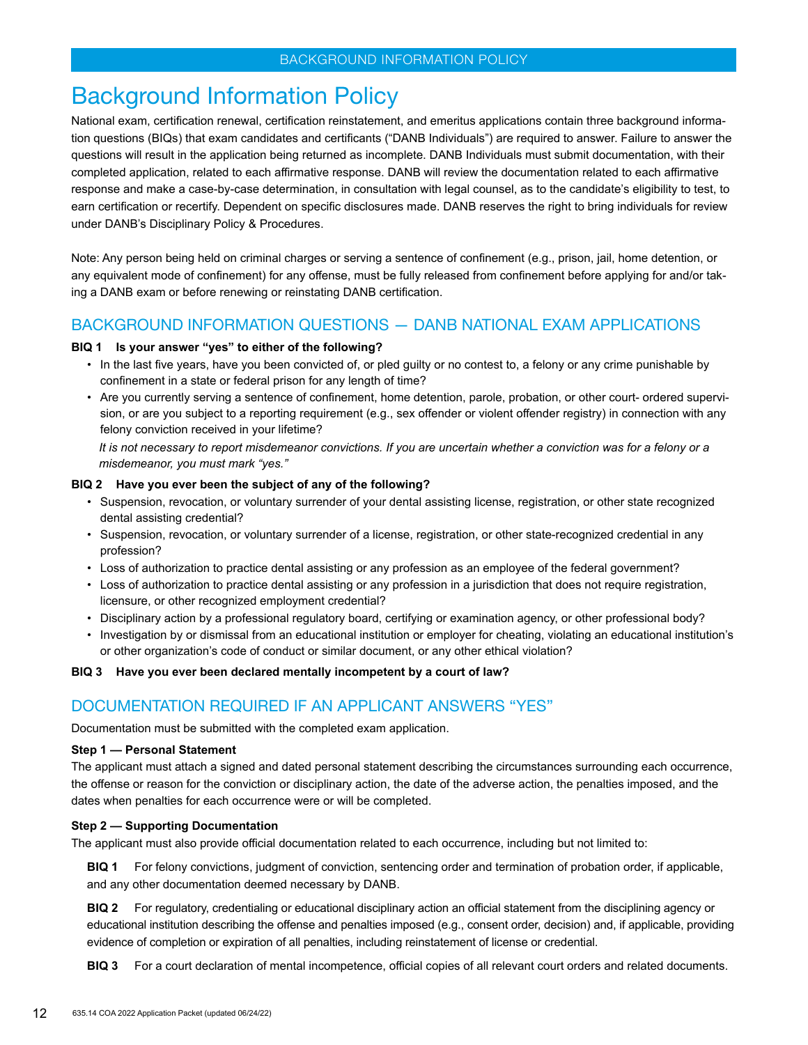# Background Information Policy

National exam, certification renewal, certification reinstatement, and emeritus applications contain three background information questions (BIQs) that exam candidates and certificants ("DANB Individuals") are required to answer. Failure to answer the questions will result in the application being returned as incomplete. DANB Individuals must submit documentation, with their completed application, related to each affirmative response. DANB will review the documentation related to each affirmative response and make a case-by-case determination, in consultation with legal counsel, as to the candidate's eligibility to test, to earn certification or recertify. Dependent on specific disclosures made. DANB reserves the right to bring individuals for review under DANB's Disciplinary Policy & Procedures.

Note: Any person being held on criminal charges or serving a sentence of confinement (e.g., prison, jail, home detention, or any equivalent mode of confinement) for any offense, must be fully released from confinement before applying for and/or taking a DANB exam or before renewing or reinstating DANB certification.

## BACKGROUND INFORMATION QUESTIONS — DANB NATIONAL EXAM APPLICATIONS

**BIQ 1 Is your answer "yes" to either of the following?**

- In the last five years, have you been convicted of, or pled guilty or no contest to, a felony or any crime punishable by confinement in a state or federal prison for any length of time?
- Are you currently serving a sentence of confinement, home detention, parole, probation, or other court- ordered supervision, or are you subject to a reporting requirement (e.g., sex offender or violent offender registry) in connection with any felony conviction received in your lifetime?

  *It is not necessary to report misdemeanor convictions. If you are uncertain whether a conviction was for a felony or a misdemeanor, you must mark "yes."*

**BIQ 2 Have you ever been the subject of any of the following?**

- Suspension, revocation, or voluntary surrender of your dental assisting license, registration, or other state recognized dental assisting credential?
- Suspension, revocation, or voluntary surrender of a license, registration, or other state-recognized credential in any profession?
- Loss of authorization to practice dental assisting or any profession as an employee of the federal government?
- Loss of authorization to practice dental assisting or any profession in a jurisdiction that does not require registration, licensure, or other recognized employment credential?
- Disciplinary action by a professional regulatory board, certifying or examination agency, or other professional body?
- Investigation by or dismissal from an educational institution or employer for cheating, violating an educational institution's or other organization's code of conduct or similar document, or any other ethical violation?

**BIQ 3 Have you ever been declared mentally incompetent by a court of law?**

## DOCUMENTATION REQUIRED IF AN APPLICANT ANSWERS "YES"

Documentation must be submitted with the completed exam application.

**Step 1 — Personal Statement**

The applicant must attach a signed and dated personal statement describing the circumstances surrounding each occurrence, the offense or reason for the conviction or disciplinary action, the date of the adverse action, the penalties imposed, and the dates when penalties for each occurrence were or will be completed.

**Step 2 — Supporting Documentation**

The applicant must also provide official documentation related to each occurrence, including but not limited to:

**BIQ 1** For felony convictions, judgment of conviction, sentencing order and termination of probation order, if applicable, and any other documentation deemed necessary by DANB.

**BIQ 2** For regulatory, credentialing or educational disciplinary action an official statement from the disciplining agency or educational institution describing the offense and penalties imposed (e.g., consent order, decision) and, if applicable, providing evidence of completion or expiration of all penalties, including reinstatement of license or credential.

**BIQ 3** For a court declaration of mental incompetence, official copies of all relevant court orders and related documents.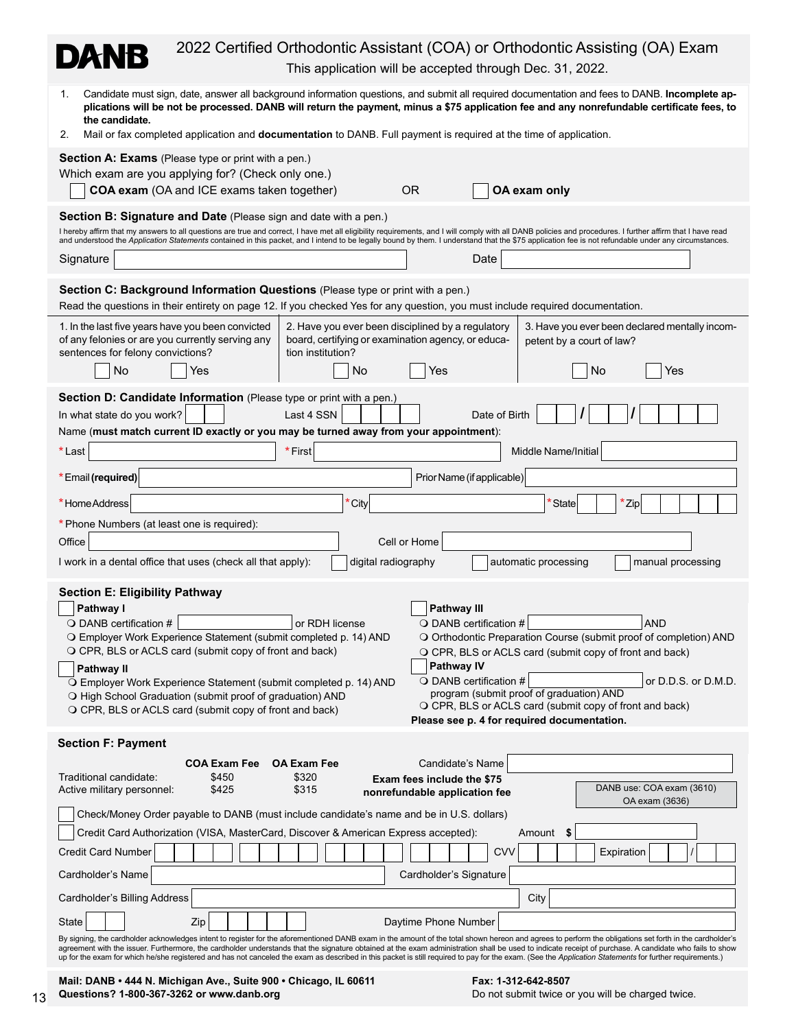# DANB

## 2022 Certified Orthodontic Assistant (COA) or Orthodontic Assisting (OA) Exam

This application will be accepted through Dec. 31, 2022.

1. Candidate must sign, date, answer all background information questions, and submit all required documentation and fees to DANB. **Incomplete applications will be not be processed. DANB will return the payment, minus a $75 application fee and any nonrefundable certificate fees, to the candidate.**
2. Mail or fax completed application and **documentation** to DANB. Full payment is required at the time of application.

### Section A: Exams (Please type or print with a pen.)

Which exam are you applying for? (Check only one.)

☐ **COA exam** (OA and ICE exams taken together) OR ☐ **OA exam only**

### Section B: Signature and Date (Please sign and date with a pen.)

I hereby affirm that my answers to all questions are true and correct, I have met all eligibility requirements, and I will comply with all DANB policies and procedures. I further affirm that I have read and understood the *Application Statements* contained in this packet, and I intend to be legally bound by them. I understand that the $75 application fee is not refundable under any circumstances.

Signature ____________________ Date ____________________

### Section C: Background Information Questions (Please type or print with a pen.)

Read the questions in their entirety on page 12. If you checked Yes for any question, you must include required documentation.

| 1. In the last five years have you been convicted of any felonies or are you currently serving any sentences for felony convictions? | 2. Have you ever been disciplined by a regulatory board, certifying or examination agency, or education institution? | 3. Have you ever been declared mentally incompetent by a court of law? |
|---|---|---|
| ☐ No ☐ Yes | ☐ No ☐ Yes | ☐ No ☐ Yes |

### Section D: Candidate Information (Please type or print with a pen.)

In what state do you work? ____ Last 4 SSN ____ Date of Birth ____ / ____ / ____

Name (**must match current ID exactly or you may be turned away from your appointment**):

*Last ____________________ *First ____________________ Middle Name/Initial ____________________

*Email **(required)** ____________________ Prior Name (if applicable) ____________________

*Home Address ____________________ *City ____________________ *State ____ *Zip ____

*Phone Numbers (at least one is required):

Office ____________________ Cell or Home ____________________

I work in a dental office that uses (check all that apply): ☐ digital radiography ☐ automatic processing ☐ manual processing

### Section E: Eligibility Pathway

☐ **Pathway I**
- DANB certification # ____________ or RDH license
- Employer Work Experience Statement (submit completed p. 14) AND
- CPR, BLS or ACLS card (submit copy of front and back)

☐ **Pathway II**
- Employer Work Experience Statement (submit completed p. 14) AND
- High School Graduation (submit proof of graduation) AND
- CPR, BLS or ACLS card (submit copy of front and back)

☐ **Pathway III**
- DANB certification # ____________ AND
- Orthodontic Preparation Course (submit proof of completion) AND
- CPR, BLS or ACLS card (submit copy of front and back)

☐ **Pathway IV**
- DANB certification # ____________ or D.D.S. or D.M.D. program (submit proof of graduation) AND
- CPR, BLS or ACLS card (submit copy of front and back)

**Please see p. 4 for required documentation.**

### Section F: Payment

| | COA Exam Fee | OA Exam Fee |
|---|---|---|
| Traditional candidate: | $450 | $320 |
| Active military personnel: | $425 | $315 |

**Exam fees include the $75 nonrefundable application fee**

Candidate's Name ____________________

DANB use: COA exam (3610) OA exam (3636)

☐ Check/Money Order payable to DANB (must include candidate's name and be in U.S. dollars)

☐ Credit Card Authorization (VISA, MasterCard, Discover & American Express accepted): Amount $ ____________

Credit Card Number ____________________ CVV ____ Expiration ____ / ____

Cardholder's Name ____________________ Cardholder's Signature ____________________

Cardholder's Billing Address ____________________ City ____________________

State ____ Zip ____ Daytime Phone Number ____________________

By signing, the cardholder acknowledges intent to register for the aforementioned DANB exam in the amount of the total shown hereon and agrees to perform the obligations set forth in the cardholder's agreement with the issuer. Furthermore, the cardholder understands that the signature obtained at the exam administration shall be used to indicate receipt of purchase. A candidate who fails to show up for the exam for which he/she registered and has not canceled the exam as described in this packet is still required to pay for the exam. (See the *Application Statements* for further requirements.)

**Mail: DANB • 444 N. Michigan Ave., Suite 900 • Chicago, IL 60611**
**Questions? 1-800-367-3262 or www.danb.org**

**Fax: 1-312-642-8507**
Do not submit twice or you will be charged twice.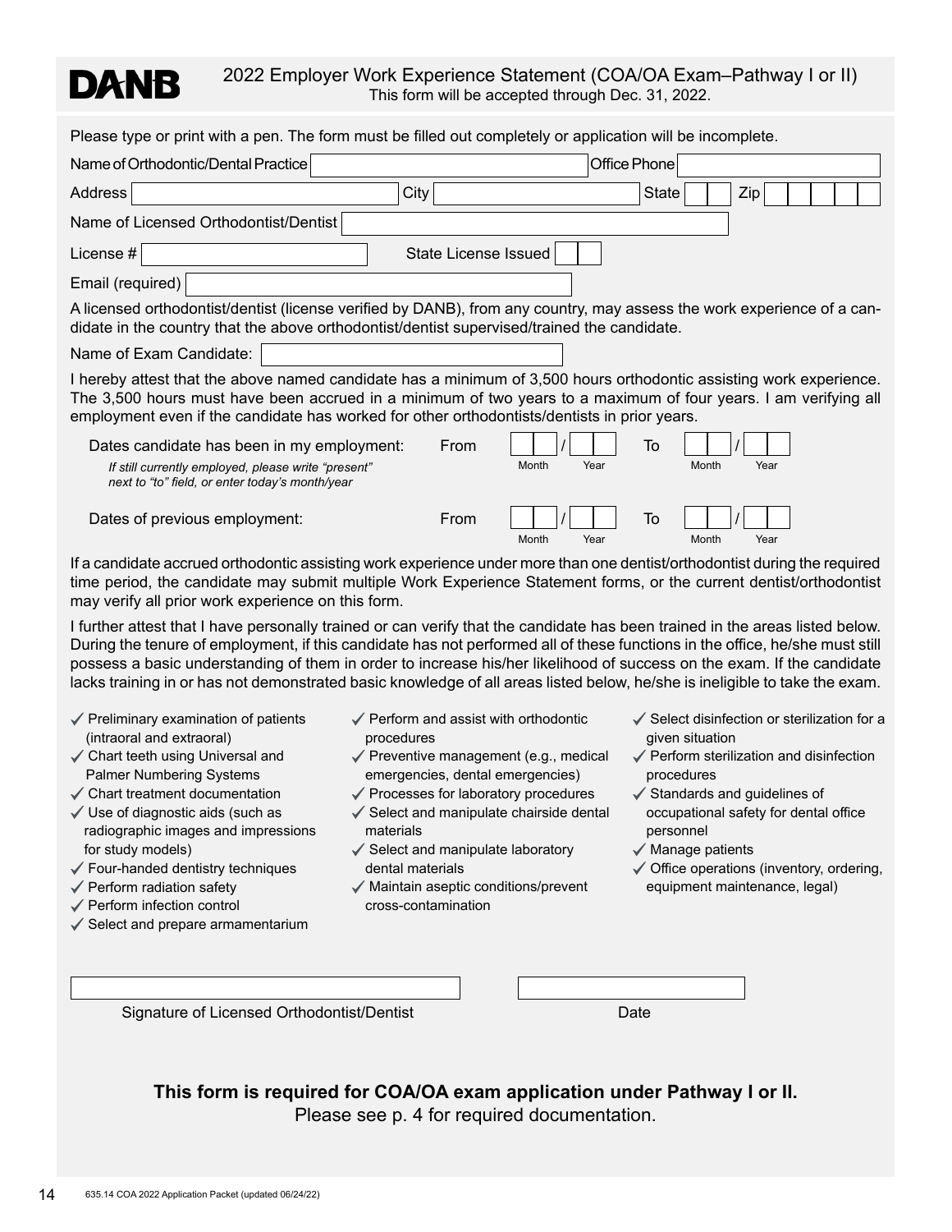# DANB

## 2022 Employer Work Experience Statement (COA/OA Exam–Pathway I or II)

This form will be accepted through Dec. 31, 2022.

Please type or print with a pen. The form must be filled out completely or application will be incomplete.

Name of Orthodontic/Dental Practice ____________________ Office Phone ____________________

Address ____________________ City ____________________ State ____ Zip ____________

Name of Licensed Orthodontist/Dentist ____________________

License # ____________________ State License Issued ____

Email (required) ____________________

A licensed orthodontist/dentist (license verified by DANB), from any country, may assess the work experience of a candidate in the country that the above orthodontist/dentist supervised/trained the candidate.

Name of Exam Candidate: ____________________

I hereby attest that the above named candidate has a minimum of 3,500 hours orthodontic assisting work experience. The 3,500 hours must have been accrued in a minimum of two years to a maximum of four years. I am verifying all employment even if the candidate has worked for other orthodontists/dentists in prior years.

Dates candidate has been in my employment: From ____ / ____ (Month / Year) To ____ / ____ (Month / Year)

*If still currently employed, please write "present" next to "to" field, or enter today's month/year*

Dates of previous employment: From ____ / ____ (Month / Year) To ____ / ____ (Month / Year)

If a candidate accrued orthodontic assisting work experience under more than one dentist/orthodontist during the required time period, the candidate may submit multiple Work Experience Statement forms, or the current dentist/orthodontist may verify all prior work experience on this form.

I further attest that I have personally trained or can verify that the candidate has been trained in the areas listed below. During the tenure of employment, if this candidate has not performed all of these functions in the office, he/she must still possess a basic understanding of them in order to increase his/her likelihood of success on the exam. If the candidate lacks training in or has not demonstrated basic knowledge of all areas listed below, he/she is ineligible to take the exam.

- ✓ Preliminary examination of patients (intraoral and extraoral)
- ✓ Chart teeth using Universal and Palmer Numbering Systems
- ✓ Chart treatment documentation
- ✓ Use of diagnostic aids (such as radiographic images and impressions for study models)
- ✓ Four-handed dentistry techniques
- ✓ Perform radiation safety
- ✓ Perform infection control
- ✓ Select and prepare armamentarium
- ✓ Perform and assist with orthodontic procedures
- ✓ Preventive management (e.g., medical emergencies, dental emergencies)
- ✓ Processes for laboratory procedures
- ✓ Select and manipulate chairside dental materials
- ✓ Select and manipulate laboratory dental materials
- ✓ Maintain aseptic conditions/prevent cross-contamination
- ✓ Select disinfection or sterilization for a given situation
- ✓ Perform sterilization and disinfection procedures
- ✓ Standards and guidelines of occupational safety for dental office personnel
- ✓ Manage patients
- ✓ Office operations (inventory, ordering, equipment maintenance, legal)

____________________ Signature of Licensed Orthodontist/Dentist

____________________ Date

**This form is required for COA/OA exam application under Pathway I or II.**

Please see p. 4 for required documentation.

635.14 COA 2022 Application Packet (updated 06/24/22)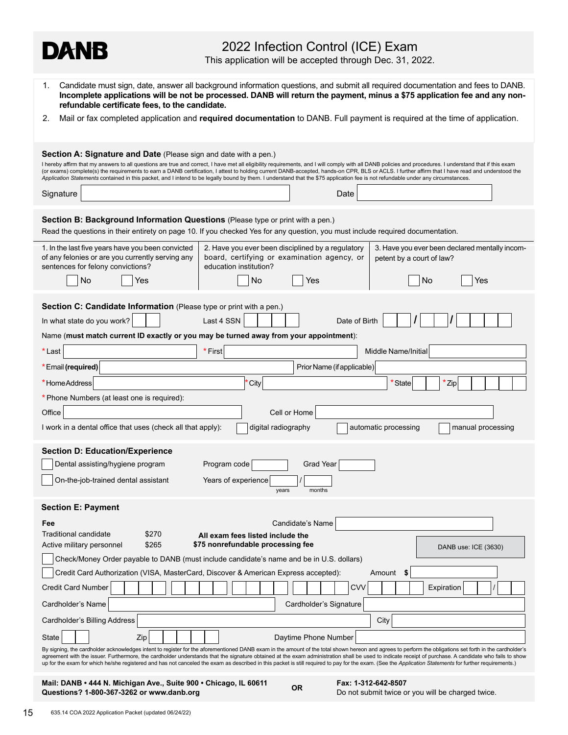# DANB

## 2022 Infection Control (ICE) Exam

This application will be accepted through Dec. 31, 2022.

1. Candidate must sign, date, answer all background information questions, and submit all required documentation and fees to DANB. **Incomplete applications will be not be processed. DANB will return the payment, minus a $75 application fee and any non-refundable certificate fees, to the candidate.**
2. Mail or fax completed application and **required documentation** to DANB. Full payment is required at the time of application.

### Section A: Signature and Date (Please sign and date with a pen.)

I hereby affirm that my answers to all questions are true and correct, I have met all eligibility requirements, and I will comply with all DANB policies and procedures. I understand that if this exam (or exams) complete(s) the requirements to earn a DANB certification, I attest to holding current DANB-accepted, hands-on CPR, BLS or ACLS. I further affirm that I have read and understood the *Application Statements* contained in this packet, and I intend to be legally bound by them. I understand that the $75 application fee is not refundable under any circumstances.

Signature ______________________ Date ______________

### Section B: Background Information Questions (Please type or print with a pen.)

Read the questions in their entirety on page 10. If you checked Yes for any question, you must include required documentation.

| 1. In the last five years have you been convicted of any felonies or are you currently serving any sentences for felony convictions? | 2. Have you ever been disciplined by a regulatory board, certifying or examination agency, or education institution? | 3. Have you ever been declared mentally incompetent by a court of law? |
|---|---|---|
| ☐ No ☐ Yes | ☐ No ☐ Yes | ☐ No ☐ Yes |

### Section C: Candidate Information (Please type or print with a pen.)

In what state do you work? ____ Last 4 SSN ________ Date of Birth __ __ / __ __ / __ __ __ __

Name (**must match current ID exactly or you may be turned away from your appointment**):

*Last ______________ *First ______________ Middle Name/Initial ______________

*Email **(required)** ______________ Prior Name (if applicable) ______________

*Home Address ______________ *City ______________ *State ____ *Zip ______

*Phone Numbers (at least one is required):

Office ______________ Cell or Home ______________

I work in a dental office that uses (check all that apply): ☐ digital radiography ☐ automatic processing ☐ manual processing

### Section D: Education/Experience

☐ Dental assisting/hygiene program Program code ________ Grad Year ________

☐ On-the-job-trained dental assistant Years of experience ____ / ____ (years / months)

### Section E: Payment

Candidate's Name ______________

| Fee | |
|---|---|
| Traditional candidate | $270 |
| Active military personnel | $265 |

**All exam fees listed include the $75 nonrefundable processing fee**

DANB use: ICE (3630)

☐ Check/Money Order payable to DANB (must include candidate's name and be in U.S. dollars)

☐ Credit Card Authorization (VISA, MasterCard, Discover & American Express accepted): Amount $ ________

Credit Card Number ________________ CVV ____ Expiration __ / __

Cardholder's Name ______________ Cardholder's Signature ______________

Cardholder's Billing Address ______________ City ______________

State ____ Zip ______ Daytime Phone Number ______________

By signing, the cardholder acknowledges intent to register for the aforementioned DANB exam in the amount of the total shown hereon and agrees to perform the obligations set forth in the cardholder's agreement with the issuer. Furthermore, the cardholder understands that the signature obtained at the exam administration shall be used to indicate receipt of purchase. A candidate who fails to show up for the exam for which he/she registered and has not canceled the exam as described in this packet is still required to pay for the exam. (See the *Application Statements* for further requirements.)

**Mail: DANB • 444 N. Michigan Ave., Suite 900 • Chicago, IL 60611**
**Questions? 1-800-367-3262 or www.danb.org**

**OR**

**Fax: 1-312-642-8507**
Do not submit twice or you will be charged twice.

635.14 COA 2022 Application Packet (updated 06/24/22)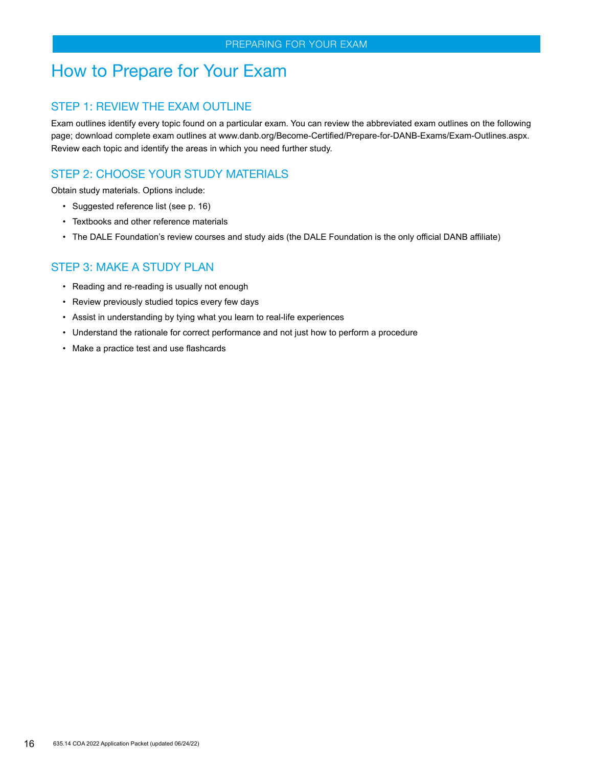# How to Prepare for Your Exam

## STEP 1: REVIEW THE EXAM OUTLINE

Exam outlines identify every topic found on a particular exam. You can review the abbreviated exam outlines on the following page; download complete exam outlines at www.danb.org/Become-Certified/Prepare-for-DANB-Exams/Exam-Outlines.aspx. Review each topic and identify the areas in which you need further study.

## STEP 2: CHOOSE YOUR STUDY MATERIALS

Obtain study materials. Options include:

- Suggested reference list (see p. 16)
- Textbooks and other reference materials
- The DALE Foundation's review courses and study aids (the DALE Foundation is the only official DANB affiliate)

## STEP 3: MAKE A STUDY PLAN

- Reading and re-reading is usually not enough
- Review previously studied topics every few days
- Assist in understanding by tying what you learn to real-life experiences
- Understand the rationale for correct performance and not just how to perform a procedure
- Make a practice test and use flashcards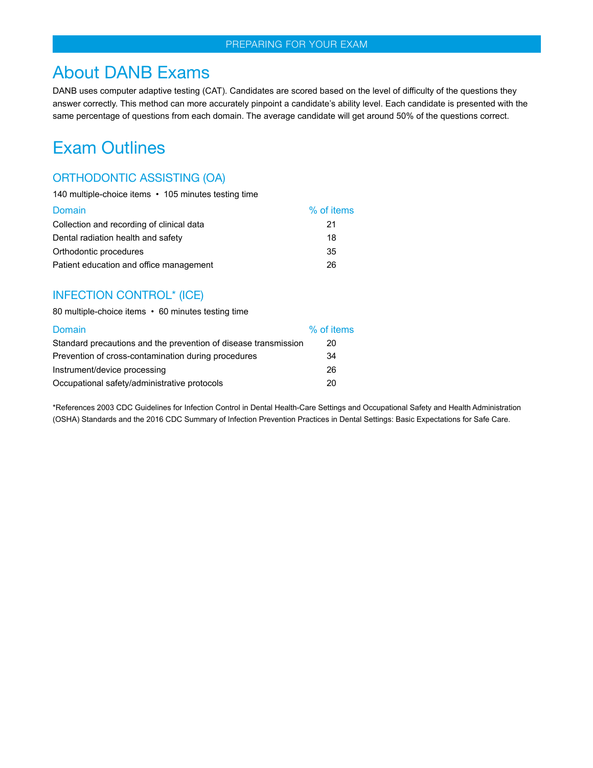PREPARING FOR YOUR EXAM

# About DANB Exams

DANB uses computer adaptive testing (CAT). Candidates are scored based on the level of difficulty of the questions they answer correctly. This method can more accurately pinpoint a candidate's ability level. Each candidate is presented with the same percentage of questions from each domain. The average candidate will get around 50% of the questions correct.

# Exam Outlines

## ORTHODONTIC ASSISTING (OA)

140 multiple-choice items • 105 minutes testing time

| Domain | % of items |
|---|---|
| Collection and recording of clinical data | 21 |
| Dental radiation health and safety | 18 |
| Orthodontic procedures | 35 |
| Patient education and office management | 26 |

## INFECTION CONTROL* (ICE)

80 multiple-choice items • 60 minutes testing time

| Domain | % of items |
|---|---|
| Standard precautions and the prevention of disease transmission | 20 |
| Prevention of cross-contamination during procedures | 34 |
| Instrument/device processing | 26 |
| Occupational safety/administrative protocols | 20 |

*References 2003 CDC Guidelines for Infection Control in Dental Health-Care Settings and Occupational Safety and Health Administration (OSHA) Standards and the 2016 CDC Summary of Infection Prevention Practices in Dental Settings: Basic Expectations for Safe Care.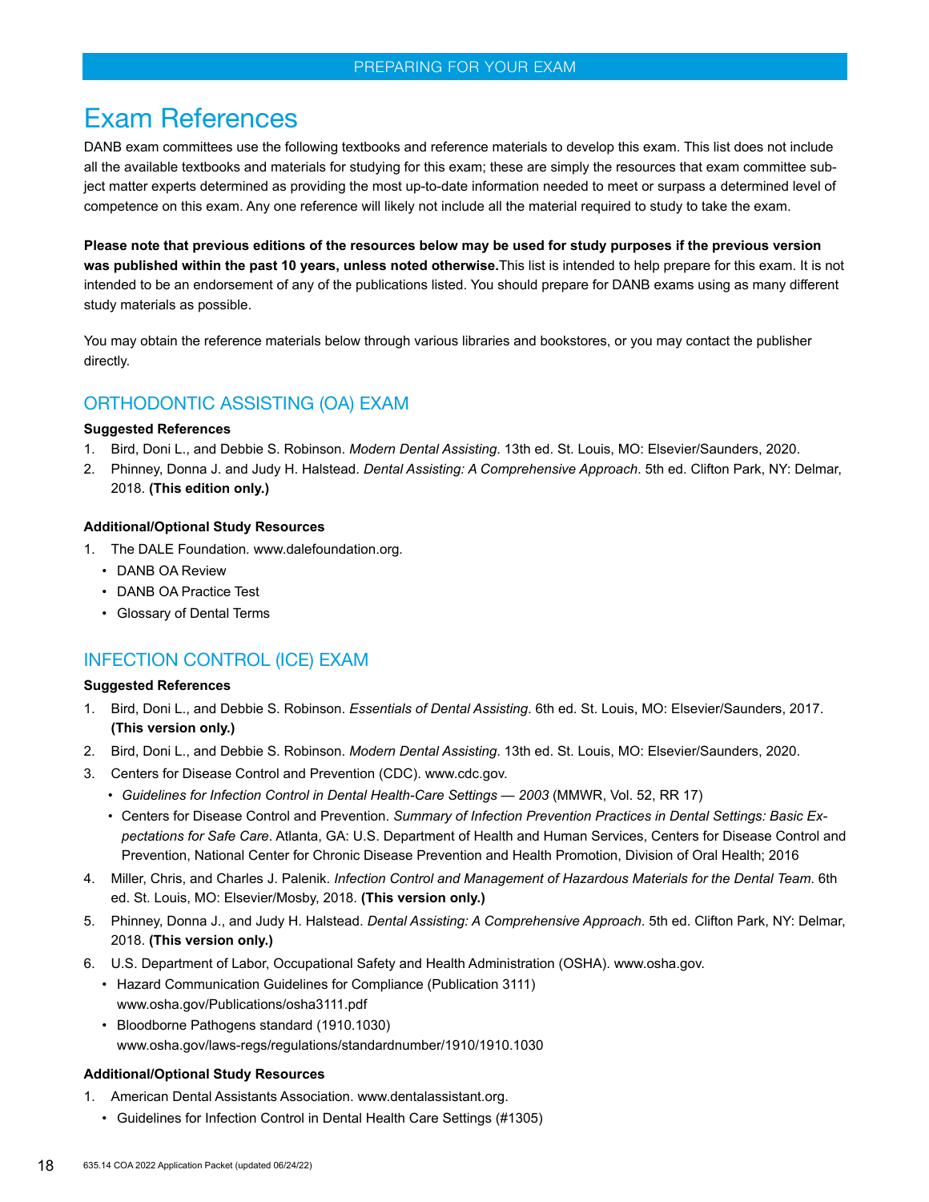# Exam References

DANB exam committees use the following textbooks and reference materials to develop this exam. This list does not include all the available textbooks and materials for studying for this exam; these are simply the resources that exam committee subject matter experts determined as providing the most up-to-date information needed to meet or surpass a determined level of competence on this exam. Any one reference will likely not include all the material required to study to take the exam.

**Please note that previous editions of the resources below may be used for study purposes if the previous version was published within the past 10 years, unless noted otherwise.** This list is intended to help prepare for this exam. It is not intended to be an endorsement of any of the publications listed. You should prepare for DANB exams using as many different study materials as possible.

You may obtain the reference materials below through various libraries and bookstores, or you may contact the publisher directly.

## ORTHODONTIC ASSISTING (OA) EXAM

**Suggested References**

1. Bird, Doni L., and Debbie S. Robinson. *Modern Dental Assisting*. 13th ed. St. Louis, MO: Elsevier/Saunders, 2020.
2. Phinney, Donna J. and Judy H. Halstead. *Dental Assisting: A Comprehensive Approach*. 5th ed. Clifton Park, NY: Delmar, 2018. **(This edition only.)**

**Additional/Optional Study Resources**

1. The DALE Foundation. www.dalefoundation.org.
   - DANB OA Review
   - DANB OA Practice Test
   - Glossary of Dental Terms

## INFECTION CONTROL (ICE) EXAM

**Suggested References**

1. Bird, Doni L., and Debbie S. Robinson. *Essentials of Dental Assisting*. 6th ed. St. Louis, MO: Elsevier/Saunders, 2017. **(This version only.)**
2. Bird, Doni L., and Debbie S. Robinson. *Modern Dental Assisting*. 13th ed. St. Louis, MO: Elsevier/Saunders, 2020.
3. Centers for Disease Control and Prevention (CDC). www.cdc.gov.
   - *Guidelines for Infection Control in Dental Health-Care Settings — 2003* (MMWR, Vol. 52, RR 17)
   - Centers for Disease Control and Prevention. *Summary of Infection Prevention Practices in Dental Settings: Basic Expectations for Safe Care*. Atlanta, GA: U.S. Department of Health and Human Services, Centers for Disease Control and Prevention, National Center for Chronic Disease Prevention and Health Promotion, Division of Oral Health; 2016
4. Miller, Chris, and Charles J. Palenik. *Infection Control and Management of Hazardous Materials for the Dental Team*. 6th ed. St. Louis, MO: Elsevier/Mosby, 2018. **(This version only.)**
5. Phinney, Donna J., and Judy H. Halstead. *Dental Assisting: A Comprehensive Approach*. 5th ed. Clifton Park, NY: Delmar, 2018. **(This version only.)**
6. U.S. Department of Labor, Occupational Safety and Health Administration (OSHA). www.osha.gov.
   - Hazard Communication Guidelines for Compliance (Publication 3111) www.osha.gov/Publications/osha3111.pdf
   - Bloodborne Pathogens standard (1910.1030) www.osha.gov/laws-regs/regulations/standardnumber/1910/1910.1030

**Additional/Optional Study Resources**

1. American Dental Assistants Association. www.dentalassistant.org.
   - Guidelines for Infection Control in Dental Health Care Settings (#1305)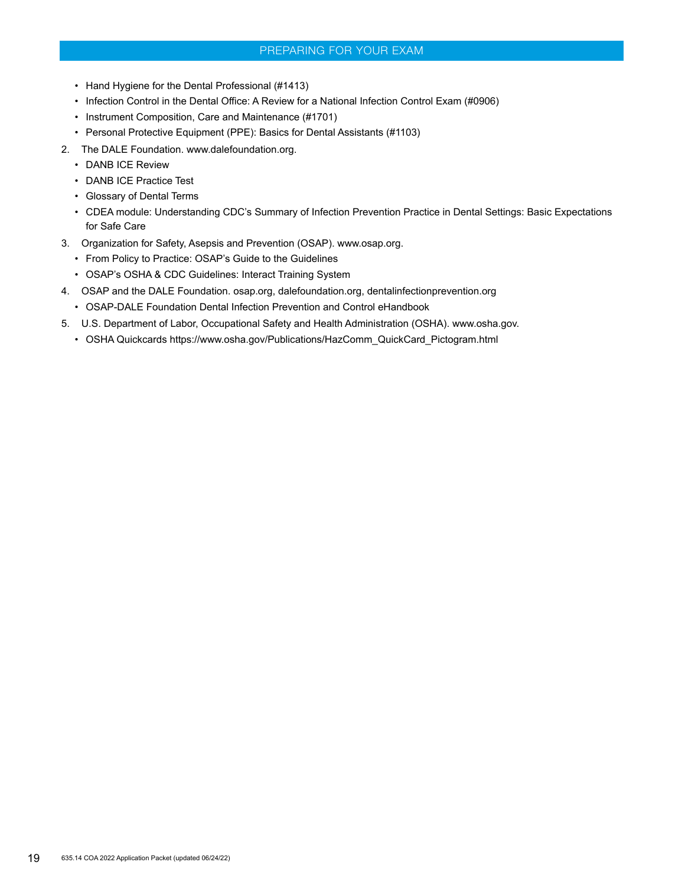## PREPARING FOR YOUR EXAM

- Hand Hygiene for the Dental Professional (#1413)
- Infection Control in the Dental Office: A Review for a National Infection Control Exam (#0906)
- Instrument Composition, Care and Maintenance (#1701)
- Personal Protective Equipment (PPE): Basics for Dental Assistants (#1103)

2. The DALE Foundation. www.dalefoundation.org.
   - DANB ICE Review
   - DANB ICE Practice Test
   - Glossary of Dental Terms
   - CDEA module: Understanding CDC's Summary of Infection Prevention Practice in Dental Settings: Basic Expectations for Safe Care
3. Organization for Safety, Asepsis and Prevention (OSAP). www.osap.org.
   - From Policy to Practice: OSAP's Guide to the Guidelines
   - OSAP's OSHA & CDC Guidelines: Interact Training System
4. OSAP and the DALE Foundation. osap.org, dalefoundation.org, dentalinfectionprevention.org
   - OSAP-DALE Foundation Dental Infection Prevention and Control eHandbook
5. U.S. Department of Labor, Occupational Safety and Health Administration (OSHA). www.osha.gov.
   - OSHA Quickcards https://www.osha.gov/Publications/HazComm_QuickCard_Pictogram.html